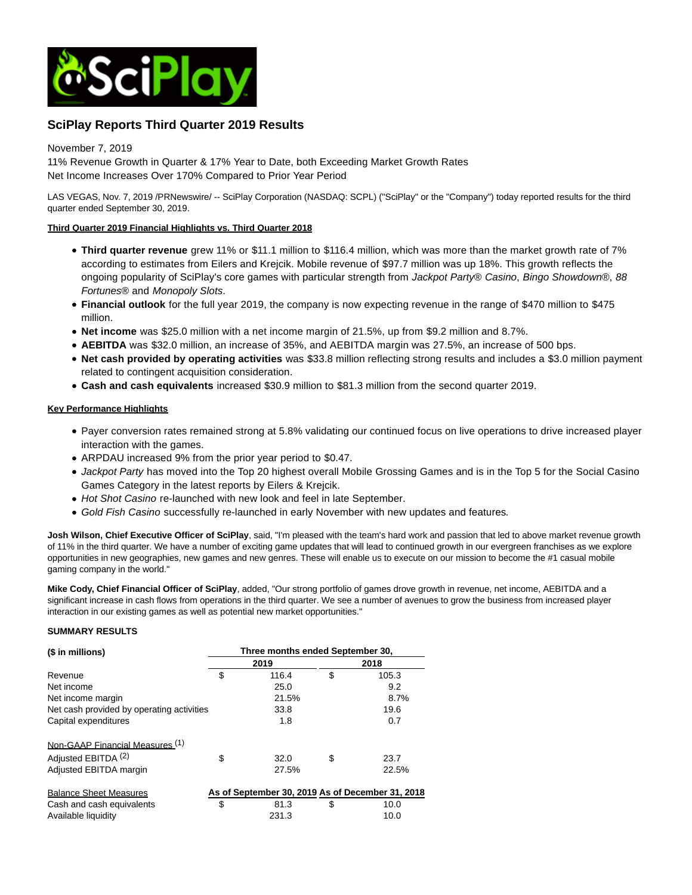# SciPlay Reports Third Quarter 2019 Results

November 7, 2019

11% Revenue Growth in Quarter & 17% Year to Date, both Exceeding Market Growth Rates

Net Income Increases Over 170% Compared to Prior Year Period

LAS VEGAS, Nov. 7, 2019 /PRNewswire/ -- SciPlay Corporation (NASDAQ: SCPL) ("SciPlay" or the "Company") today reported results for the third quarter ended September 30, 2019.

**Third Quarter 2019 Financial Highlights vs. Third Quarter 2018**

- **Third quarter revenue** grew 11% or $11.1 million to $116.4 million, which was more than the market growth rate of 7% according to estimates from Eilers and Krejcik. Mobile revenue of $97.7 million was up 18%. This growth reflects the ongoing popularity of SciPlay's core games with particular strength from *Jackpot Party® Casino*, *Bingo Showdown®*, *88 Fortunes®* and *Monopoly Slots*.
- **Financial outlook** for the full year 2019, the company is now expecting revenue in the range of $470 million to $475 million.
- **Net income** was $25.0 million with a net income margin of 21.5%, up from $9.2 million and 8.7%.
- **AEBITDA** was $32.0 million, an increase of 35%, and AEBITDA margin was 27.5%, an increase of 500 bps.
- **Net cash provided by operating activities** was $33.8 million reflecting strong results and includes a $3.0 million payment related to contingent acquisition consideration.
- **Cash and cash equivalents** increased $30.9 million to $81.3 million from the second quarter 2019.

**Key Performance Highlights**

- Payer conversion rates remained strong at 5.8% validating our continued focus on live operations to drive increased player interaction with the games.
- ARPDAU increased 9% from the prior year period to $0.47.
- *Jackpot Party* has moved into the Top 20 highest overall Mobile Grossing Games and is in the Top 5 for the Social Casino Games Category in the latest reports by Eilers & Krejcik.
- *Hot Shot Casino* re-launched with new look and feel in late September.
- *Gold Fish Casino* successfully re-launched in early November with new updates and features.

**Josh Wilson, Chief Executive Officer of SciPlay**, said, "I'm pleased with the team's hard work and passion that led to above market revenue growth of 11% in the third quarter. We have a number of exciting game updates that will lead to continued growth in our evergreen franchises as we explore opportunities in new geographies, new games and new genres. These will enable us to execute on our mission to become the #1 casual mobile gaming company in the world."

**Mike Cody, Chief Financial Officer of SciPlay**, added, "Our strong portfolio of games drove growth in revenue, net income, AEBITDA and a significant increase in cash flows from operations in the third quarter. We see a number of avenues to grow the business from increased player interaction in our existing games as well as potential new market opportunities."

**SUMMARY RESULTS**

| ($ in millions) | Three months ended September 30, 2019 | Three months ended September 30, 2018 |
|---|---|---|
| Revenue | $ 116.4 | $ 105.3 |
| Net income | 25.0 | 9.2 |
| Net income margin | 21.5% | 8.7% |
| Net cash provided by operating activities | 33.8 | 19.6 |
| Capital expenditures | 1.8 | 0.7 |
| Non-GAAP Financial Measures [1] | | |
| Adjusted EBITDA [2] | $ 32.0 | $ 23.7 |
| Adjusted EBITDA margin | 27.5% | 22.5% |
| **Balance Sheet Measures** | **As of September 30, 2019** | **As of December 31, 2018** |
| Cash and cash equivalents | $ 81.3 | $ 10.0 |
| Available liquidity | 231.3 | 10.0 |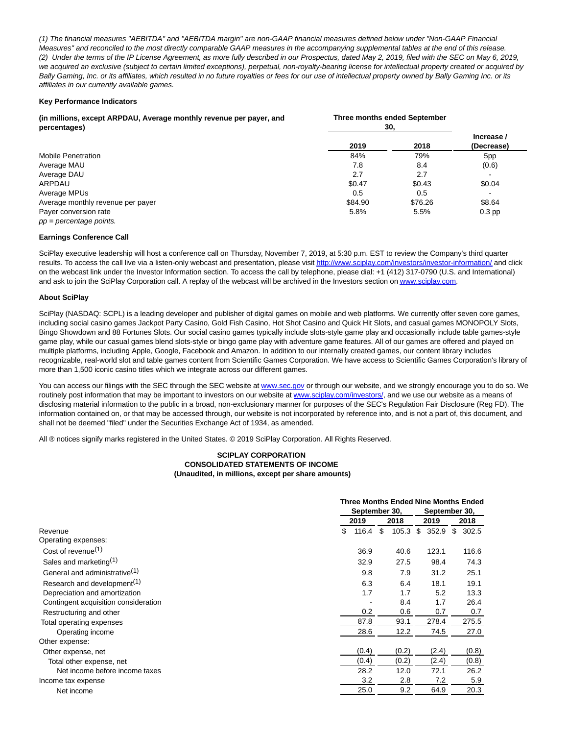*(1) The financial measures "AEBITDA" and "AEBITDA margin" are non-GAAP financial measures defined below under "Non-GAAP Financial Measures" and reconciled to the most directly comparable GAAP measures in the accompanying supplemental tables at the end of this release.*
*(2) Under the terms of the IP License Agreement, as more fully described in our Prospectus, dated May 2, 2019, filed with the SEC on May 6, 2019, we acquired an exclusive (subject to certain limited exceptions), perpetual, non-royalty-bearing license for intellectual property created or acquired by Bally Gaming, Inc. or its affiliates, which resulted in no future royalties or fees for our use of intellectual property owned by Bally Gaming Inc. or its affiliates in our currently available games.*

**Key Performance Indicators**

| (in millions, except ARPDAU, Average monthly revenue per payer, and percentages) | Three months ended September 30, | | |
|---|---|---|---|
| | 2019 | 2018 | Increase / (Decrease) |
| Mobile Penetration | 84% | 79% | 5pp |
| Average MAU | 7.8 | 8.4 | (0.6) |
| Average DAU | 2.7 | 2.7 | - |
| ARPDAU | $0.47 | $0.43 | $0.04 |
| Average MPUs | 0.5 | 0.5 | - |
| Average monthly revenue per payer | $84.90 | $76.26 | $8.64 |
| Payer conversion rate | 5.8% | 5.5% | 0.3 pp |

*pp = percentage points.*

**Earnings Conference Call**

SciPlay executive leadership will host a conference call on Thursday, November 7, 2019, at 5:30 p.m. EST to review the Company's third quarter results. To access the call live via a listen-only webcast and presentation, please visit http://www.sciplay.com/investors/investor-information/ and click on the webcast link under the Investor Information section. To access the call by telephone, please dial: +1 (412) 317-0790 (U.S. and International) and ask to join the SciPlay Corporation call. A replay of the webcast will be archived in the Investors section on www.sciplay.com.

**About SciPlay**

SciPlay (NASDAQ: SCPL) is a leading developer and publisher of digital games on mobile and web platforms. We currently offer seven core games, including social casino games Jackpot Party Casino, Gold Fish Casino, Hot Shot Casino and Quick Hit Slots, and casual games MONOPOLY Slots, Bingo Showdown and 88 Fortunes Slots. Our social casino games typically include slots-style game play and occasionally include table games-style game play, while our casual games blend slots-style or bingo game play with adventure game features. All of our games are offered and played on multiple platforms, including Apple, Google, Facebook and Amazon. In addition to our internally created games, our content library includes recognizable, real-world slot and table games content from Scientific Games Corporation. We have access to Scientific Games Corporation's library of more than 1,500 iconic casino titles which we integrate across our different games.

You can access our filings with the SEC through the SEC website at www.sec.gov or through our website, and we strongly encourage you to do so. We routinely post information that may be important to investors on our website at www.sciplay.com/investors/, and we use our website as a means of disclosing material information to the public in a broad, non-exclusionary manner for purposes of the SEC's Regulation Fair Disclosure (Reg FD). The information contained on, or that may be accessed through, our website is not incorporated by reference into, and is not a part of, this document, and shall not be deemed "filed" under the Securities Exchange Act of 1934, as amended.

All ® notices signify marks registered in the United States. © 2019 SciPlay Corporation. All Rights Reserved.

**SCIPLAY CORPORATION**
**CONSOLIDATED STATEMENTS OF INCOME**
**(Unaudited, in millions, except per share amounts)**

| | Three Months Ended September 30, | | Nine Months Ended September 30, | |
|---|---|---|---|---|
| | 2019 | 2018 | 2019 | 2018 |
| Revenue | $ 116.4 | $ 105.3 | $ 352.9 | $ 302.5 |
| Operating expenses: | | | | |
| Cost of revenue[1] | 36.9 | 40.6 | 123.1 | 116.6 |
| Sales and marketing[1] | 32.9 | 27.5 | 98.4 | 74.3 |
| General and administrative[1] | 9.8 | 7.9 | 31.2 | 25.1 |
| Research and development[1] | 6.3 | 6.4 | 18.1 | 19.1 |
| Depreciation and amortization | 1.7 | 1.7 | 5.2 | 13.3 |
| Contingent acquisition consideration | - | 8.4 | 1.7 | 26.4 |
| Restructuring and other | 0.2 | 0.6 | 0.7 | 0.7 |
| Total operating expenses | 87.8 | 93.1 | 278.4 | 275.5 |
| Operating income | 28.6 | 12.2 | 74.5 | 27.0 |
| Other expense: | | | | |
| Other expense, net | (0.4) | (0.2) | (2.4) | (0.8) |
| Total other expense, net | (0.4) | (0.2) | (2.4) | (0.8) |
| Net income before income taxes | 28.2 | 12.0 | 72.1 | 26.2 |
| Income tax expense | 3.2 | 2.8 | 7.2 | 5.9 |
| Net income | 25.0 | 9.2 | 64.9 | 20.3 |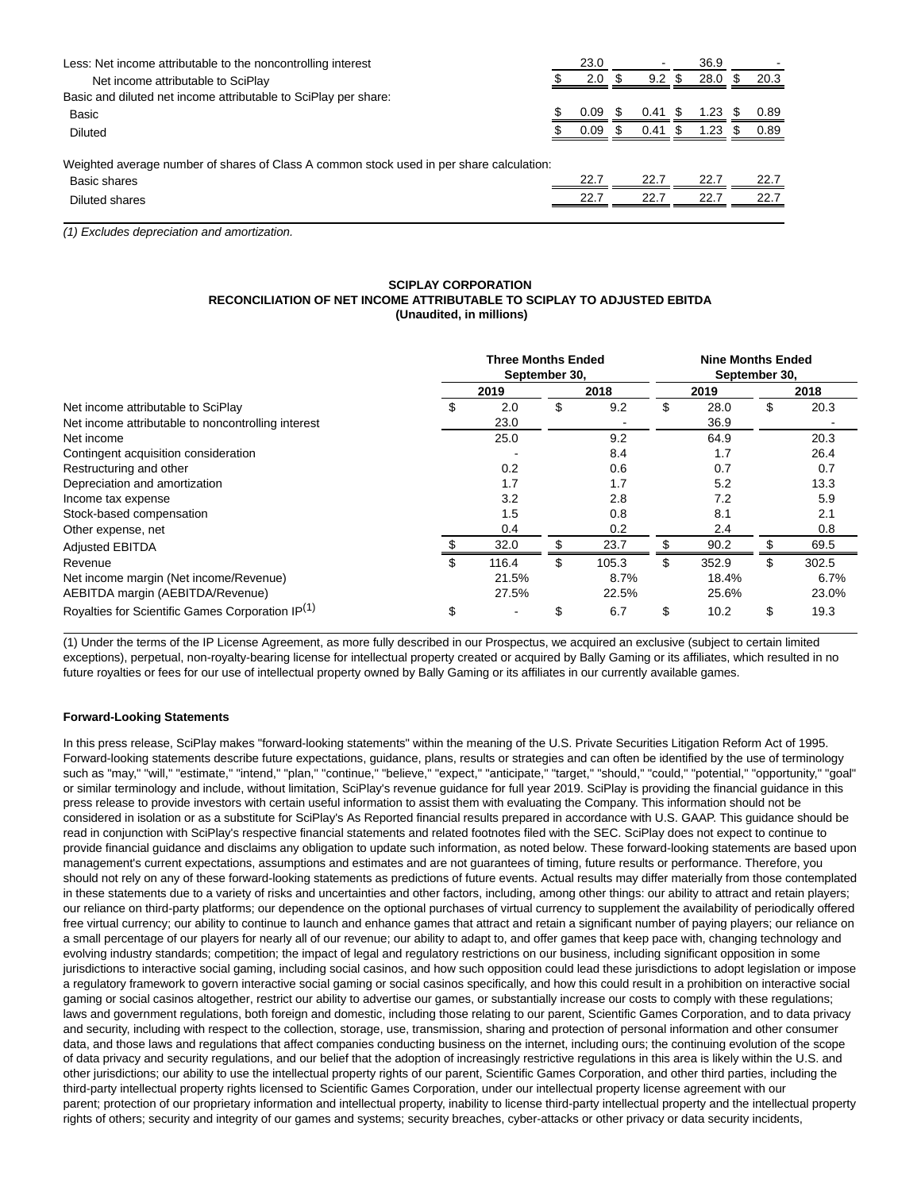| | | | | |
|---|---|---|---|---|
| Less: Net income attributable to the noncontrolling interest | 23.0 | - | 36.9 | - |
| Net income attributable to SciPlay | $ 2.0 | $ 9.2 | $ 28.0 | $ 20.3 |
| Basic and diluted net income attributable to SciPlay per share: | | | | |
| Basic | $ 0.09 | $ 0.41 | $ 1.23 | $ 0.89 |
| Diluted | $ 0.09 | $ 0.41 | $ 1.23 | $ 0.89 |
| Weighted average number of shares of Class A common stock used in per share calculation: | | | | |
| Basic shares | 22.7 | 22.7 | 22.7 | 22.7 |
| Diluted shares | 22.7 | 22.7 | 22.7 | 22.7 |

*(1) Excludes depreciation and amortization.*

**SCIPLAY CORPORATION**
**RECONCILIATION OF NET INCOME ATTRIBUTABLE TO SCIPLAY TO ADJUSTED EBITDA**
**(Unaudited, in millions)**

| | Three Months Ended September 30, | | Nine Months Ended September 30, | |
|---|---|---|---|---|
| | 2019 | 2018 | 2019 | 2018 |
| Net income attributable to SciPlay | $ 2.0 | $ 9.2 | $ 28.0 | $ 20.3 |
| Net income attributable to noncontrolling interest | 23.0 | - | 36.9 | - |
| Net income | 25.0 | 9.2 | 64.9 | 20.3 |
| Contingent acquisition consideration | - | 8.4 | 1.7 | 26.4 |
| Restructuring and other | 0.2 | 0.6 | 0.7 | 0.7 |
| Depreciation and amortization | 1.7 | 1.7 | 5.2 | 13.3 |
| Income tax expense | 3.2 | 2.8 | 7.2 | 5.9 |
| Stock-based compensation | 1.5 | 0.8 | 8.1 | 2.1 |
| Other expense, net | 0.4 | 0.2 | 2.4 | 0.8 |
| Adjusted EBITDA | $ 32.0 | $ 23.7 | $ 90.2 | $ 69.5 |
| Revenue | $ 116.4 | $ 105.3 | $ 352.9 | $ 302.5 |
| Net income margin (Net income/Revenue) | 21.5% | 8.7% | 18.4% | 6.7% |
| AEBITDA margin (AEBITDA/Revenue) | 27.5% | 22.5% | 25.6% | 23.0% |
| Royalties for Scientific Games Corporation IP(1) | $ - | $ 6.7 | $ 10.2 | $ 19.3 |

(1) Under the terms of the IP License Agreement, as more fully described in our Prospectus, we acquired an exclusive (subject to certain limited exceptions), perpetual, non-royalty-bearing license for intellectual property created or acquired by Bally Gaming or its affiliates, which resulted in no future royalties or fees for our use of intellectual property owned by Bally Gaming or its affiliates in our currently available games.

**Forward-Looking Statements**

In this press release, SciPlay makes "forward-looking statements" within the meaning of the U.S. Private Securities Litigation Reform Act of 1995. Forward-looking statements describe future expectations, guidance, plans, results or strategies and can often be identified by the use of terminology such as "may," "will," "estimate," "intend," "plan," "continue," "believe," "expect," "anticipate," "target," "should," "could," "potential," "opportunity," "goal" or similar terminology and include, without limitation, SciPlay's revenue guidance for full year 2019. SciPlay is providing the financial guidance in this press release to provide investors with certain useful information to assist them with evaluating the Company. This information should not be considered in isolation or as a substitute for SciPlay's As Reported financial results prepared in accordance with U.S. GAAP. This guidance should be read in conjunction with SciPlay's respective financial statements and related footnotes filed with the SEC. SciPlay does not expect to continue to provide financial guidance and disclaims any obligation to update such information, as noted below. These forward-looking statements are based upon management's current expectations, assumptions and estimates and are not guarantees of timing, future results or performance. Therefore, you should not rely on any of these forward-looking statements as predictions of future events. Actual results may differ materially from those contemplated in these statements due to a variety of risks and uncertainties and other factors, including, among other things: our ability to attract and retain players; our reliance on third-party platforms; our dependence on the optional purchases of virtual currency to supplement the availability of periodically offered free virtual currency; our ability to continue to launch and enhance games that attract and retain a significant number of paying players; our reliance on a small percentage of our players for nearly all of our revenue; our ability to adapt to, and offer games that keep pace with, changing technology and evolving industry standards; competition; the impact of legal and regulatory restrictions on our business, including significant opposition in some jurisdictions to interactive social gaming, including social casinos, and how such opposition could lead these jurisdictions to adopt legislation or impose a regulatory framework to govern interactive social gaming or social casinos specifically, and how this could result in a prohibition on interactive social gaming or social casinos altogether, restrict our ability to advertise our games, or substantially increase our costs to comply with these regulations; laws and government regulations, both foreign and domestic, including those relating to our parent, Scientific Games Corporation, and to data privacy and security, including with respect to the collection, storage, use, transmission, sharing and protection of personal information and other consumer data, and those laws and regulations that affect companies conducting business on the internet, including ours; the continuing evolution of the scope of data privacy and security regulations, and our belief that the adoption of increasingly restrictive regulations in this area is likely within the U.S. and other jurisdictions; our ability to use the intellectual property rights of our parent, Scientific Games Corporation, and other third parties, including the third-party intellectual property rights licensed to Scientific Games Corporation, under our intellectual property license agreement with our parent; protection of our proprietary information and intellectual property, inability to license third-party intellectual property and the intellectual property rights of others; security and integrity of our games and systems; security breaches, cyber-attacks or other privacy or data security incidents,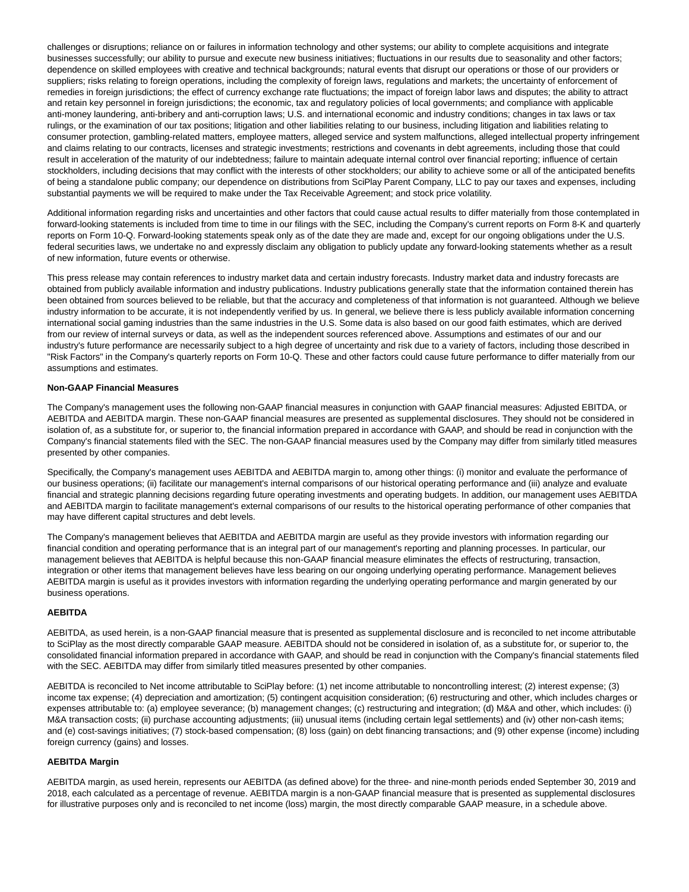challenges or disruptions; reliance on or failures in information technology and other systems; our ability to complete acquisitions and integrate businesses successfully; our ability to pursue and execute new business initiatives; fluctuations in our results due to seasonality and other factors; dependence on skilled employees with creative and technical backgrounds; natural events that disrupt our operations or those of our providers or suppliers; risks relating to foreign operations, including the complexity of foreign laws, regulations and markets; the uncertainty of enforcement of remedies in foreign jurisdictions; the effect of currency exchange rate fluctuations; the impact of foreign labor laws and disputes; the ability to attract and retain key personnel in foreign jurisdictions; the economic, tax and regulatory policies of local governments; and compliance with applicable anti-money laundering, anti-bribery and anti-corruption laws; U.S. and international economic and industry conditions; changes in tax laws or tax rulings, or the examination of our tax positions; litigation and other liabilities relating to our business, including litigation and liabilities relating to consumer protection, gambling-related matters, employee matters, alleged service and system malfunctions, alleged intellectual property infringement and claims relating to our contracts, licenses and strategic investments; restrictions and covenants in debt agreements, including those that could result in acceleration of the maturity of our indebtedness; failure to maintain adequate internal control over financial reporting; influence of certain stockholders, including decisions that may conflict with the interests of other stockholders; our ability to achieve some or all of the anticipated benefits of being a standalone public company; our dependence on distributions from SciPlay Parent Company, LLC to pay our taxes and expenses, including substantial payments we will be required to make under the Tax Receivable Agreement; and stock price volatility.

Additional information regarding risks and uncertainties and other factors that could cause actual results to differ materially from those contemplated in forward-looking statements is included from time to time in our filings with the SEC, including the Company's current reports on Form 8-K and quarterly reports on Form 10-Q. Forward-looking statements speak only as of the date they are made and, except for our ongoing obligations under the U.S. federal securities laws, we undertake no and expressly disclaim any obligation to publicly update any forward-looking statements whether as a result of new information, future events or otherwise.

This press release may contain references to industry market data and certain industry forecasts. Industry market data and industry forecasts are obtained from publicly available information and industry publications. Industry publications generally state that the information contained therein has been obtained from sources believed to be reliable, but that the accuracy and completeness of that information is not guaranteed. Although we believe industry information to be accurate, it is not independently verified by us. In general, we believe there is less publicly available information concerning international social gaming industries than the same industries in the U.S. Some data is also based on our good faith estimates, which are derived from our review of internal surveys or data, as well as the independent sources referenced above. Assumptions and estimates of our and our industry's future performance are necessarily subject to a high degree of uncertainty and risk due to a variety of factors, including those described in "Risk Factors" in the Company's quarterly reports on Form 10-Q. These and other factors could cause future performance to differ materially from our assumptions and estimates.

**Non-GAAP Financial Measures**

The Company's management uses the following non-GAAP financial measures in conjunction with GAAP financial measures: Adjusted EBITDA, or AEBITDA and AEBITDA margin. These non-GAAP financial measures are presented as supplemental disclosures. They should not be considered in isolation of, as a substitute for, or superior to, the financial information prepared in accordance with GAAP, and should be read in conjunction with the Company's financial statements filed with the SEC. The non-GAAP financial measures used by the Company may differ from similarly titled measures presented by other companies.

Specifically, the Company's management uses AEBITDA and AEBITDA margin to, among other things: (i) monitor and evaluate the performance of our business operations; (ii) facilitate our management's internal comparisons of our historical operating performance and (iii) analyze and evaluate financial and strategic planning decisions regarding future operating investments and operating budgets. In addition, our management uses AEBITDA and AEBITDA margin to facilitate management's external comparisons of our results to the historical operating performance of other companies that may have different capital structures and debt levels.

The Company's management believes that AEBITDA and AEBITDA margin are useful as they provide investors with information regarding our financial condition and operating performance that is an integral part of our management's reporting and planning processes. In particular, our management believes that AEBITDA is helpful because this non-GAAP financial measure eliminates the effects of restructuring, transaction, integration or other items that management believes have less bearing on our ongoing underlying operating performance. Management believes AEBITDA margin is useful as it provides investors with information regarding the underlying operating performance and margin generated by our business operations.

**AEBITDA**

AEBITDA, as used herein, is a non-GAAP financial measure that is presented as supplemental disclosure and is reconciled to net income attributable to SciPlay as the most directly comparable GAAP measure. AEBITDA should not be considered in isolation of, as a substitute for, or superior to, the consolidated financial information prepared in accordance with GAAP, and should be read in conjunction with the Company's financial statements filed with the SEC. AEBITDA may differ from similarly titled measures presented by other companies.

AEBITDA is reconciled to Net income attributable to SciPlay before: (1) net income attributable to noncontrolling interest; (2) interest expense; (3) income tax expense; (4) depreciation and amortization; (5) contingent acquisition consideration; (6) restructuring and other, which includes charges or expenses attributable to: (a) employee severance; (b) management changes; (c) restructuring and integration; (d) M&A and other, which includes: (i) M&A transaction costs; (ii) purchase accounting adjustments; (iii) unusual items (including certain legal settlements) and (iv) other non-cash items; and (e) cost-savings initiatives; (7) stock-based compensation; (8) loss (gain) on debt financing transactions; and (9) other expense (income) including foreign currency (gains) and losses.

**AEBITDA Margin**

AEBITDA margin, as used herein, represents our AEBITDA (as defined above) for the three- and nine-month periods ended September 30, 2019 and 2018, each calculated as a percentage of revenue. AEBITDA margin is a non-GAAP financial measure that is presented as supplemental disclosures for illustrative purposes only and is reconciled to net income (loss) margin, the most directly comparable GAAP measure, in a schedule above.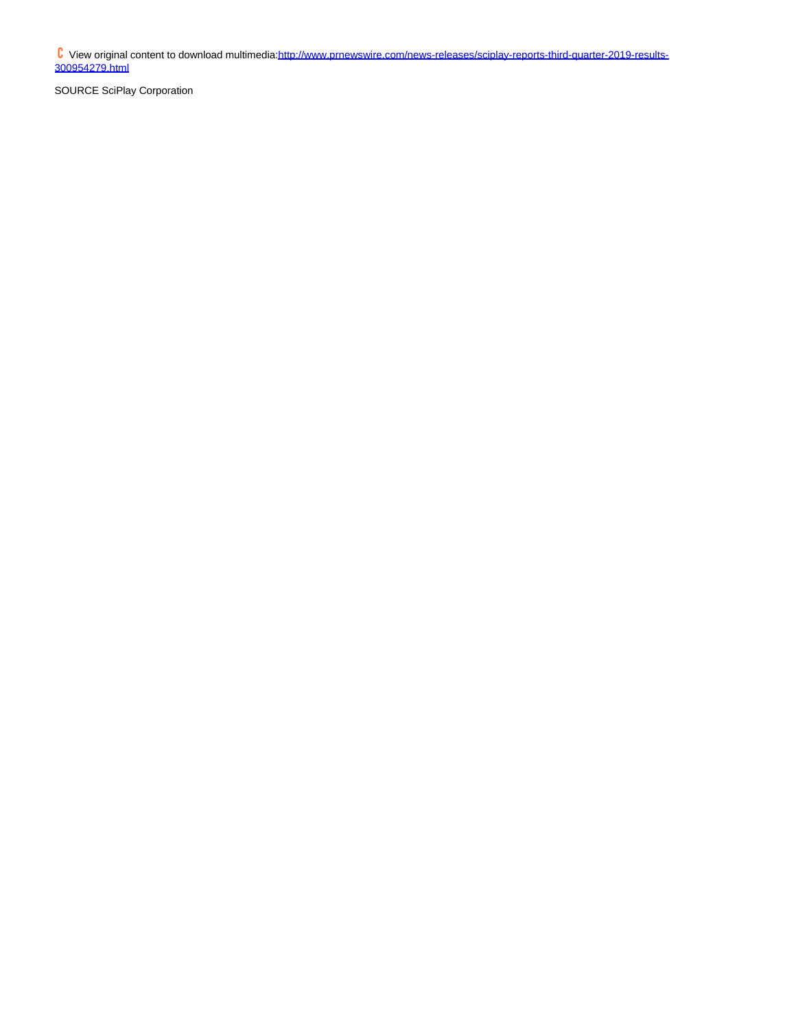View original content to download multimedia:[http://www.prnewswire.com/news-releases/sciplay-reports-third-quarter-2019-results-300954279.html](http://www.prnewswire.com/news-releases/sciplay-reports-third-quarter-2019-results-300954279.html)

SOURCE SciPlay Corporation